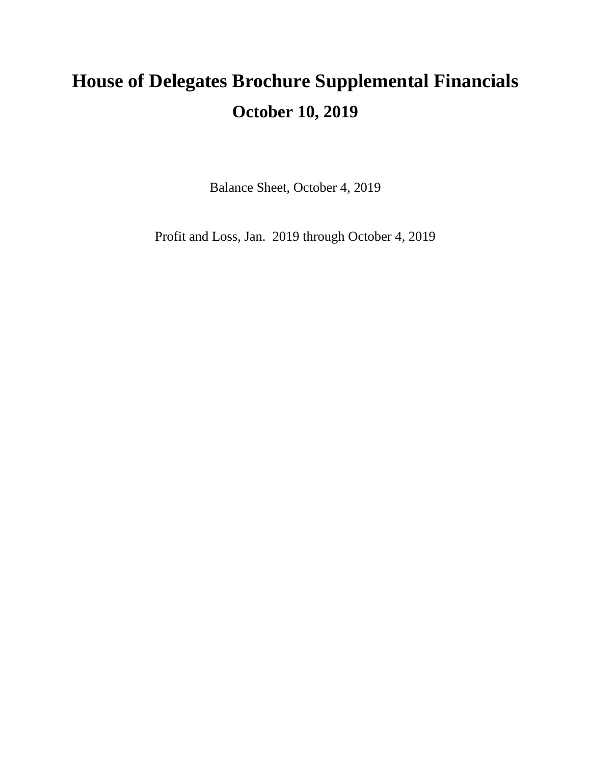# House of Delegates Brochure Supplemental Financials

## October 10, 2019

Balance Sheet, October 4, 2019

Profit and Loss, Jan.  2019 through October 4, 2019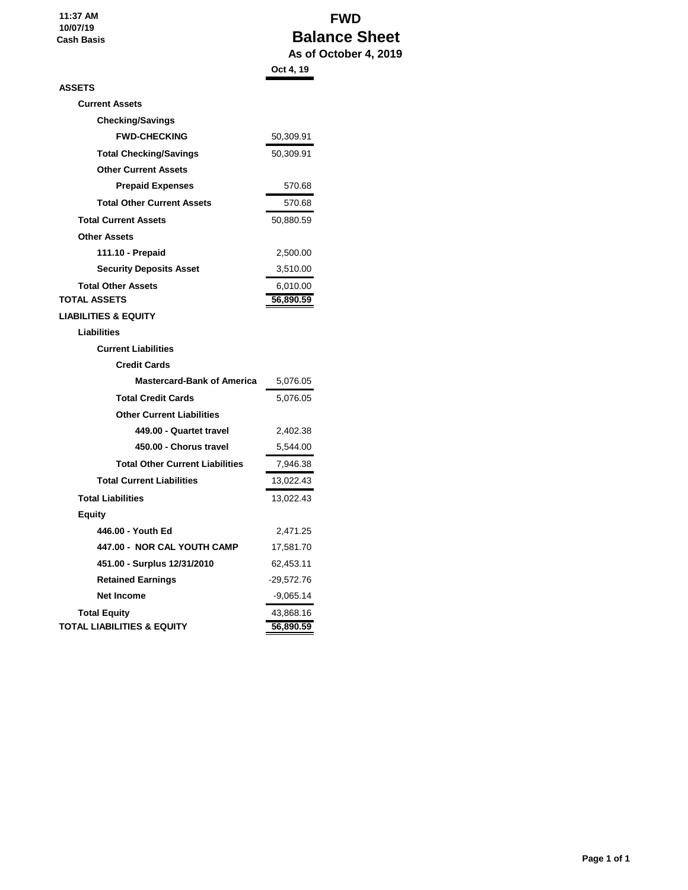11:37 AM
10/07/19
Cash Basis

# FWD
## Balance Sheet
### As of October 4, 2019

| | Oct 4, 19 |
|---|---|
| **ASSETS** | |
| **Current Assets** | |
| **Checking/Savings** | |
| **FWD-CHECKING** | 50,309.91 |
| **Total Checking/Savings** | 50,309.91 |
| **Other Current Assets** | |
| **Prepaid Expenses** | 570.68 |
| **Total Other Current Assets** | 570.68 |
| **Total Current Assets** | 50,880.59 |
| **Other Assets** | |
| **111.10 - Prepaid** | 2,500.00 |
| **Security Deposits Asset** | 3,510.00 |
| **Total Other Assets** | 6,010.00 |
| **TOTAL ASSETS** | 56,890.59 |
| **LIABILITIES & EQUITY** | |
| **Liabilities** | |
| **Current Liabilities** | |
| **Credit Cards** | |
| **Mastercard-Bank of America** | 5,076.05 |
| **Total Credit Cards** | 5,076.05 |
| **Other Current Liabilities** | |
| **449.00 - Quartet travel** | 2,402.38 |
| **450.00 - Chorus travel** | 5,544.00 |
| **Total Other Current Liabilities** | 7,946.38 |
| **Total Current Liabilities** | 13,022.43 |
| **Total Liabilities** | 13,022.43 |
| **Equity** | |
| **446.00 - Youth Ed** | 2,471.25 |
| **447.00 - NOR CAL YOUTH CAMP** | 17,581.70 |
| **451.00 - Surplus 12/31/2010** | 62,453.11 |
| **Retained Earnings** | -29,572.76 |
| **Net Income** | -9,065.14 |
| **Total Equity** | 43,868.16 |
| **TOTAL LIABILITIES & EQUITY** | 56,890.59 |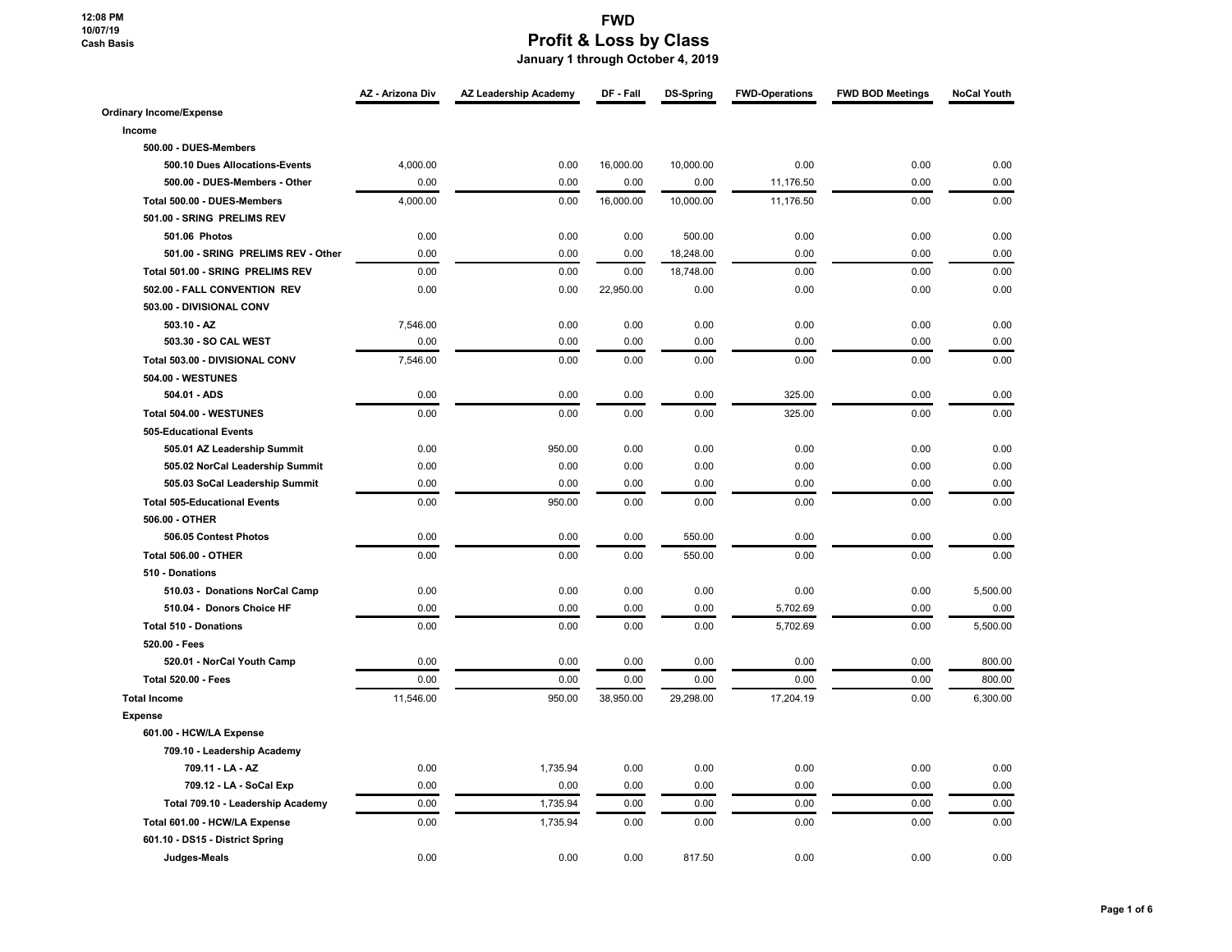# FWD
## Profit & Loss by Class
**January 1 through October 4, 2019**

12:08 PM
10/07/19
Cash Basis

| | AZ - Arizona Div | AZ Leadership Academy | DF - Fall | DS-Spring | FWD-Operations | FWD BOD Meetings | NoCal Youth |
|---|---|---|---|---|---|---|---|
| **Ordinary Income/Expense** | | | | | | | |
| **Income** | | | | | | | |
| **500.00 - DUES-Members** | | | | | | | |
| **500.10 Dues Allocations-Events** | 4,000.00 | 0.00 | 16,000.00 | 10,000.00 | 0.00 | 0.00 | 0.00 |
| **500.00 - DUES-Members - Other** | 0.00 | 0.00 | 0.00 | 0.00 | 11,176.50 | 0.00 | 0.00 |
| **Total 500.00 - DUES-Members** | 4,000.00 | 0.00 | 16,000.00 | 10,000.00 | 11,176.50 | 0.00 | 0.00 |
| **501.00 - SRING PRELIMS REV** | | | | | | | |
| **501.06 Photos** | 0.00 | 0.00 | 0.00 | 500.00 | 0.00 | 0.00 | 0.00 |
| **501.00 - SRING PRELIMS REV - Other** | 0.00 | 0.00 | 0.00 | 18,248.00 | 0.00 | 0.00 | 0.00 |
| **Total 501.00 - SRING PRELIMS REV** | 0.00 | 0.00 | 0.00 | 18,748.00 | 0.00 | 0.00 | 0.00 |
| **502.00 - FALL CONVENTION REV** | 0.00 | 0.00 | 22,950.00 | 0.00 | 0.00 | 0.00 | 0.00 |
| **503.00 - DIVISIONAL CONV** | | | | | | | |
| **503.10 - AZ** | 7,546.00 | 0.00 | 0.00 | 0.00 | 0.00 | 0.00 | 0.00 |
| **503.30 - SO CAL WEST** | 0.00 | 0.00 | 0.00 | 0.00 | 0.00 | 0.00 | 0.00 |
| **Total 503.00 - DIVISIONAL CONV** | 7,546.00 | 0.00 | 0.00 | 0.00 | 0.00 | 0.00 | 0.00 |
| **504.00 - WESTUNES** | | | | | | | |
| **504.01 - ADS** | 0.00 | 0.00 | 0.00 | 0.00 | 325.00 | 0.00 | 0.00 |
| **Total 504.00 - WESTUNES** | 0.00 | 0.00 | 0.00 | 0.00 | 325.00 | 0.00 | 0.00 |
| **505-Educational Events** | | | | | | | |
| **505.01 AZ Leadership Summit** | 0.00 | 950.00 | 0.00 | 0.00 | 0.00 | 0.00 | 0.00 |
| **505.02 NorCal Leadership Summit** | 0.00 | 0.00 | 0.00 | 0.00 | 0.00 | 0.00 | 0.00 |
| **505.03 SoCal Leadership Summit** | 0.00 | 0.00 | 0.00 | 0.00 | 0.00 | 0.00 | 0.00 |
| **Total 505-Educational Events** | 0.00 | 950.00 | 0.00 | 0.00 | 0.00 | 0.00 | 0.00 |
| **506.00 - OTHER** | | | | | | | |
| **506.05 Contest Photos** | 0.00 | 0.00 | 0.00 | 550.00 | 0.00 | 0.00 | 0.00 |
| **Total 506.00 - OTHER** | 0.00 | 0.00 | 0.00 | 550.00 | 0.00 | 0.00 | 0.00 |
| **510 - Donations** | | | | | | | |
| **510.03 - Donations NorCal Camp** | 0.00 | 0.00 | 0.00 | 0.00 | 0.00 | 0.00 | 5,500.00 |
| **510.04 - Donors Choice HF** | 0.00 | 0.00 | 0.00 | 0.00 | 5,702.69 | 0.00 | 0.00 |
| **Total 510 - Donations** | 0.00 | 0.00 | 0.00 | 0.00 | 5,702.69 | 0.00 | 5,500.00 |
| **520.00 - Fees** | | | | | | | |
| **520.01 - NorCal Youth Camp** | 0.00 | 0.00 | 0.00 | 0.00 | 0.00 | 0.00 | 800.00 |
| **Total 520.00 - Fees** | 0.00 | 0.00 | 0.00 | 0.00 | 0.00 | 0.00 | 800.00 |
| **Total Income** | 11,546.00 | 950.00 | 38,950.00 | 29,298.00 | 17,204.19 | 0.00 | 6,300.00 |
| **Expense** | | | | | | | |
| **601.00 - HCW/LA Expense** | | | | | | | |
| **709.10 - Leadership Academy** | | | | | | | |
| **709.11 - LA - AZ** | 0.00 | 1,735.94 | 0.00 | 0.00 | 0.00 | 0.00 | 0.00 |
| **709.12 - LA - SoCal Exp** | 0.00 | 0.00 | 0.00 | 0.00 | 0.00 | 0.00 | 0.00 |
| **Total 709.10 - Leadership Academy** | 0.00 | 1,735.94 | 0.00 | 0.00 | 0.00 | 0.00 | 0.00 |
| **Total 601.00 - HCW/LA Expense** | 0.00 | 1,735.94 | 0.00 | 0.00 | 0.00 | 0.00 | 0.00 |
| **601.10 - DS15 - District Spring** | | | | | | | |
| **Judges-Meals** | 0.00 | 0.00 | 0.00 | 817.50 | 0.00 | 0.00 | 0.00 |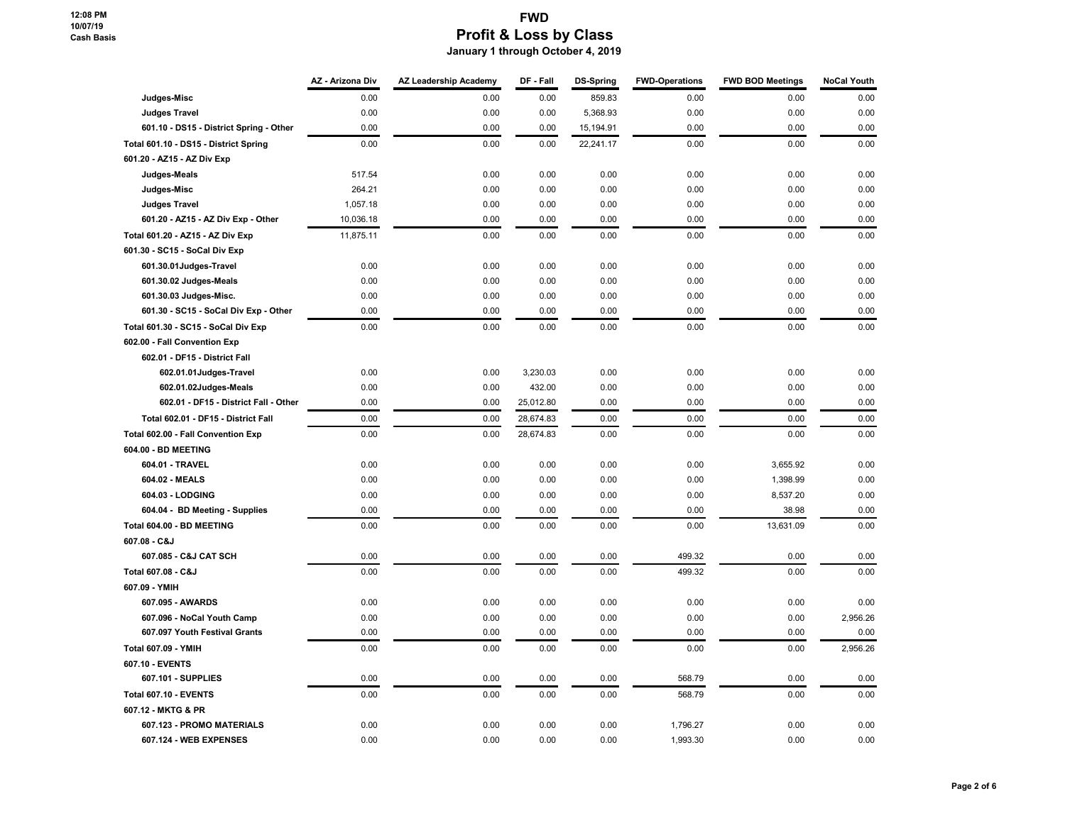# FWD

## Profit & Loss by Class

### January 1 through October 4, 2019

12:08 PM
10/07/19
Cash Basis

| | AZ - Arizona Div | AZ Leadership Academy | DF - Fall | DS-Spring | FWD-Operations | FWD BOD Meetings | NoCal Youth |
|---|---|---|---|---|---|---|---|
| **Judges-Misc** | 0.00 | 0.00 | 0.00 | 859.83 | 0.00 | 0.00 | 0.00 |
| **Judges Travel** | 0.00 | 0.00 | 0.00 | 5,368.93 | 0.00 | 0.00 | 0.00 |
| **601.10 - DS15 - District Spring - Other** | 0.00 | 0.00 | 0.00 | 15,194.91 | 0.00 | 0.00 | 0.00 |
| **Total 601.10 - DS15 - District Spring** | 0.00 | 0.00 | 0.00 | 22,241.17 | 0.00 | 0.00 | 0.00 |
| **601.20 - AZ15 - AZ Div Exp** | | | | | | | |
| **Judges-Meals** | 517.54 | 0.00 | 0.00 | 0.00 | 0.00 | 0.00 | 0.00 |
| **Judges-Misc** | 264.21 | 0.00 | 0.00 | 0.00 | 0.00 | 0.00 | 0.00 |
| **Judges Travel** | 1,057.18 | 0.00 | 0.00 | 0.00 | 0.00 | 0.00 | 0.00 |
| **601.20 - AZ15 - AZ Div Exp - Other** | 10,036.18 | 0.00 | 0.00 | 0.00 | 0.00 | 0.00 | 0.00 |
| **Total 601.20 - AZ15 - AZ Div Exp** | 11,875.11 | 0.00 | 0.00 | 0.00 | 0.00 | 0.00 | 0.00 |
| **601.30 - SC15 - SoCal Div Exp** | | | | | | | |
| **601.30.01Judges-Travel** | 0.00 | 0.00 | 0.00 | 0.00 | 0.00 | 0.00 | 0.00 |
| **601.30.02 Judges-Meals** | 0.00 | 0.00 | 0.00 | 0.00 | 0.00 | 0.00 | 0.00 |
| **601.30.03 Judges-Misc.** | 0.00 | 0.00 | 0.00 | 0.00 | 0.00 | 0.00 | 0.00 |
| **601.30 - SC15 - SoCal Div Exp - Other** | 0.00 | 0.00 | 0.00 | 0.00 | 0.00 | 0.00 | 0.00 |
| **Total 601.30 - SC15 - SoCal Div Exp** | 0.00 | 0.00 | 0.00 | 0.00 | 0.00 | 0.00 | 0.00 |
| **602.00 - Fall Convention Exp** | | | | | | | |
| **602.01 - DF15 - District Fall** | | | | | | | |
| **602.01.01Judges-Travel** | 0.00 | 0.00 | 3,230.03 | 0.00 | 0.00 | 0.00 | 0.00 |
| **602.01.02Judges-Meals** | 0.00 | 0.00 | 432.00 | 0.00 | 0.00 | 0.00 | 0.00 |
| **602.01 - DF15 - District Fall - Other** | 0.00 | 0.00 | 25,012.80 | 0.00 | 0.00 | 0.00 | 0.00 |
| **Total 602.01 - DF15 - District Fall** | 0.00 | 0.00 | 28,674.83 | 0.00 | 0.00 | 0.00 | 0.00 |
| **Total 602.00 - Fall Convention Exp** | 0.00 | 0.00 | 28,674.83 | 0.00 | 0.00 | 0.00 | 0.00 |
| **604.00 - BD MEETING** | | | | | | | |
| **604.01 - TRAVEL** | 0.00 | 0.00 | 0.00 | 0.00 | 0.00 | 3,655.92 | 0.00 |
| **604.02 - MEALS** | 0.00 | 0.00 | 0.00 | 0.00 | 0.00 | 1,398.99 | 0.00 |
| **604.03 - LODGING** | 0.00 | 0.00 | 0.00 | 0.00 | 0.00 | 8,537.20 | 0.00 |
| **604.04 - BD Meeting - Supplies** | 0.00 | 0.00 | 0.00 | 0.00 | 0.00 | 38.98 | 0.00 |
| **Total 604.00 - BD MEETING** | 0.00 | 0.00 | 0.00 | 0.00 | 0.00 | 13,631.09 | 0.00 |
| **607.08 - C&J** | | | | | | | |
| **607.085 - C&J CAT SCH** | 0.00 | 0.00 | 0.00 | 0.00 | 499.32 | 0.00 | 0.00 |
| **Total 607.08 - C&J** | 0.00 | 0.00 | 0.00 | 0.00 | 499.32 | 0.00 | 0.00 |
| **607.09 - YMIH** | | | | | | | |
| **607.095 - AWARDS** | 0.00 | 0.00 | 0.00 | 0.00 | 0.00 | 0.00 | 0.00 |
| **607.096 - NoCal Youth Camp** | 0.00 | 0.00 | 0.00 | 0.00 | 0.00 | 0.00 | 2,956.26 |
| **607.097 Youth Festival Grants** | 0.00 | 0.00 | 0.00 | 0.00 | 0.00 | 0.00 | 0.00 |
| **Total 607.09 - YMIH** | 0.00 | 0.00 | 0.00 | 0.00 | 0.00 | 0.00 | 2,956.26 |
| **607.10 - EVENTS** | | | | | | | |
| **607.101 - SUPPLIES** | 0.00 | 0.00 | 0.00 | 0.00 | 568.79 | 0.00 | 0.00 |
| **Total 607.10 - EVENTS** | 0.00 | 0.00 | 0.00 | 0.00 | 568.79 | 0.00 | 0.00 |
| **607.12 - MKTG & PR** | | | | | | | |
| **607.123 - PROMO MATERIALS** | 0.00 | 0.00 | 0.00 | 0.00 | 1,796.27 | 0.00 | 0.00 |
| **607.124 - WEB EXPENSES** | 0.00 | 0.00 | 0.00 | 0.00 | 1,993.30 | 0.00 | 0.00 |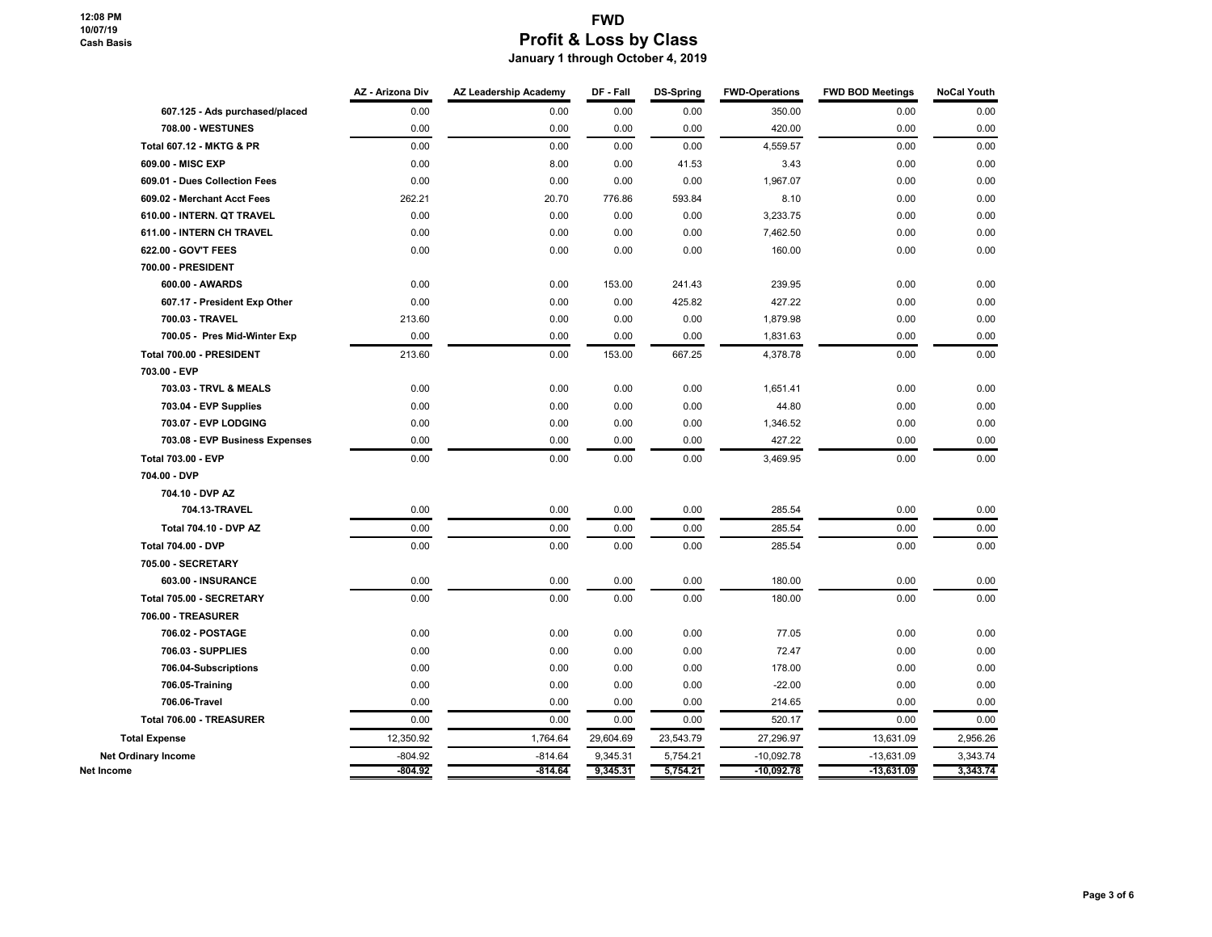# FWD
## Profit & Loss by Class
### January 1 through October 4, 2019

12:08 PM
10/07/19
Cash Basis

| | AZ - Arizona Div | AZ Leadership Academy | DF - Fall | DS-Spring | FWD-Operations | FWD BOD Meetings | NoCal Youth |
|---|---|---|---|---|---|---|---|
| 607.125 - Ads purchased/placed | 0.00 | 0.00 | 0.00 | 0.00 | 350.00 | 0.00 | 0.00 |
| 708.00 - WESTUNES | 0.00 | 0.00 | 0.00 | 0.00 | 420.00 | 0.00 | 0.00 |
| Total 607.12 - MKTG & PR | 0.00 | 0.00 | 0.00 | 0.00 | 4,559.57 | 0.00 | 0.00 |
| 609.00 - MISC EXP | 0.00 | 8.00 | 0.00 | 41.53 | 3.43 | 0.00 | 0.00 |
| 609.01 - Dues Collection Fees | 0.00 | 0.00 | 0.00 | 0.00 | 1,967.07 | 0.00 | 0.00 |
| 609.02 - Merchant Acct Fees | 262.21 | 20.70 | 776.86 | 593.84 | 8.10 | 0.00 | 0.00 |
| 610.00 - INTERN. QT TRAVEL | 0.00 | 0.00 | 0.00 | 0.00 | 3,233.75 | 0.00 | 0.00 |
| 611.00 - INTERN CH TRAVEL | 0.00 | 0.00 | 0.00 | 0.00 | 7,462.50 | 0.00 | 0.00 |
| 622.00 - GOV'T FEES | 0.00 | 0.00 | 0.00 | 0.00 | 160.00 | 0.00 | 0.00 |
| 700.00 - PRESIDENT | | | | | | | |
| 600.00 - AWARDS | 0.00 | 0.00 | 153.00 | 241.43 | 239.95 | 0.00 | 0.00 |
| 607.17 - President Exp Other | 0.00 | 0.00 | 0.00 | 425.82 | 427.22 | 0.00 | 0.00 |
| 700.03 - TRAVEL | 213.60 | 0.00 | 0.00 | 0.00 | 1,879.98 | 0.00 | 0.00 |
| 700.05 - Pres Mid-Winter Exp | 0.00 | 0.00 | 0.00 | 0.00 | 1,831.63 | 0.00 | 0.00 |
| Total 700.00 - PRESIDENT | 213.60 | 0.00 | 153.00 | 667.25 | 4,378.78 | 0.00 | 0.00 |
| 703.00 - EVP | | | | | | | |
| 703.03 - TRVL & MEALS | 0.00 | 0.00 | 0.00 | 0.00 | 1,651.41 | 0.00 | 0.00 |
| 703.04 - EVP Supplies | 0.00 | 0.00 | 0.00 | 0.00 | 44.80 | 0.00 | 0.00 |
| 703.07 - EVP LODGING | 0.00 | 0.00 | 0.00 | 0.00 | 1,346.52 | 0.00 | 0.00 |
| 703.08 - EVP Business Expenses | 0.00 | 0.00 | 0.00 | 0.00 | 427.22 | 0.00 | 0.00 |
| Total 703.00 - EVP | 0.00 | 0.00 | 0.00 | 0.00 | 3,469.95 | 0.00 | 0.00 |
| 704.00 - DVP | | | | | | | |
| 704.10 - DVP AZ | | | | | | | |
| 704.13-TRAVEL | 0.00 | 0.00 | 0.00 | 0.00 | 285.54 | 0.00 | 0.00 |
| Total 704.10 - DVP AZ | 0.00 | 0.00 | 0.00 | 0.00 | 285.54 | 0.00 | 0.00 |
| Total 704.00 - DVP | 0.00 | 0.00 | 0.00 | 0.00 | 285.54 | 0.00 | 0.00 |
| 705.00 - SECRETARY | | | | | | | |
| 603.00 - INSURANCE | 0.00 | 0.00 | 0.00 | 0.00 | 180.00 | 0.00 | 0.00 |
| Total 705.00 - SECRETARY | 0.00 | 0.00 | 0.00 | 0.00 | 180.00 | 0.00 | 0.00 |
| 706.00 - TREASURER | | | | | | | |
| 706.02 - POSTAGE | 0.00 | 0.00 | 0.00 | 0.00 | 77.05 | 0.00 | 0.00 |
| 706.03 - SUPPLIES | 0.00 | 0.00 | 0.00 | 0.00 | 72.47 | 0.00 | 0.00 |
| 706.04-Subscriptions | 0.00 | 0.00 | 0.00 | 0.00 | 178.00 | 0.00 | 0.00 |
| 706.05-Training | 0.00 | 0.00 | 0.00 | 0.00 | -22.00 | 0.00 | 0.00 |
| 706.06-Travel | 0.00 | 0.00 | 0.00 | 0.00 | 214.65 | 0.00 | 0.00 |
| Total 706.00 - TREASURER | 0.00 | 0.00 | 0.00 | 0.00 | 520.17 | 0.00 | 0.00 |
| Total Expense | 12,350.92 | 1,764.64 | 29,604.69 | 23,543.79 | 27,296.97 | 13,631.09 | 2,956.26 |
| Net Ordinary Income | -804.92 | -814.64 | 9,345.31 | 5,754.21 | -10,092.78 | -13,631.09 | 3,343.74 |
| Net Income | -804.92 | -814.64 | 9,345.31 | 5,754.21 | -10,092.78 | -13,631.09 | 3,343.74 |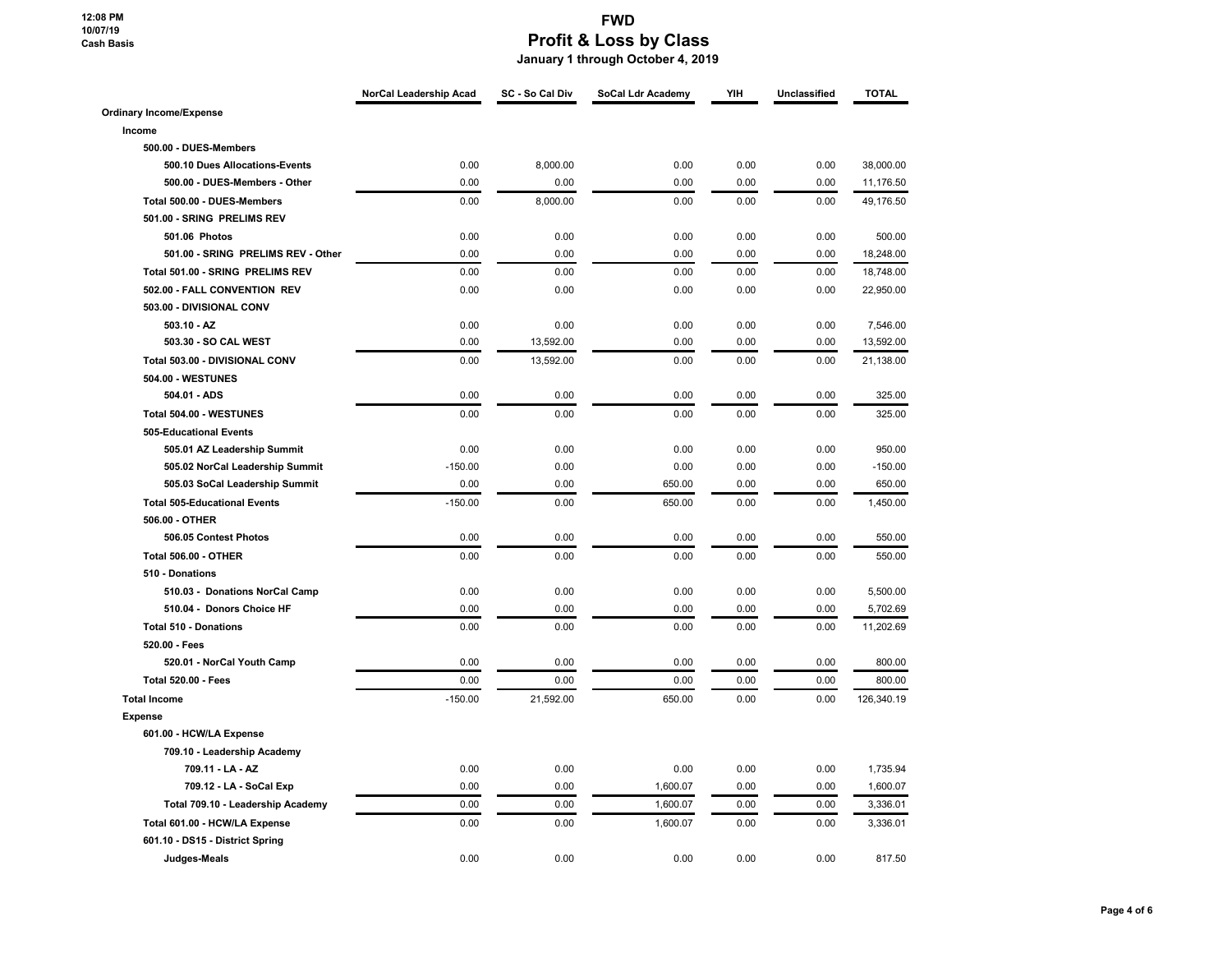# FWD

## Profit & Loss by Class

**January 1 through October 4, 2019**

12:08 PM
10/07/19
Cash Basis

| | NorCal Leadership Acad | SC - So Cal Div | SoCal Ldr Academy | YIH | Unclassified | TOTAL |
|---|---|---|---|---|---|---|
| **Ordinary Income/Expense** | | | | | | |
| **Income** | | | | | | |
| **500.00 - DUES-Members** | | | | | | |
| **500.10 Dues Allocations-Events** | 0.00 | 8,000.00 | 0.00 | 0.00 | 0.00 | 38,000.00 |
| **500.00 - DUES-Members - Other** | 0.00 | 0.00 | 0.00 | 0.00 | 0.00 | 11,176.50 |
| **Total 500.00 - DUES-Members** | 0.00 | 8,000.00 | 0.00 | 0.00 | 0.00 | 49,176.50 |
| **501.00 - SRING PRELIMS REV** | | | | | | |
| **501.06 Photos** | 0.00 | 0.00 | 0.00 | 0.00 | 0.00 | 500.00 |
| **501.00 - SRING PRELIMS REV - Other** | 0.00 | 0.00 | 0.00 | 0.00 | 0.00 | 18,248.00 |
| **Total 501.00 - SRING PRELIMS REV** | 0.00 | 0.00 | 0.00 | 0.00 | 0.00 | 18,748.00 |
| **502.00 - FALL CONVENTION REV** | 0.00 | 0.00 | 0.00 | 0.00 | 0.00 | 22,950.00 |
| **503.00 - DIVISIONAL CONV** | | | | | | |
| **503.10 - AZ** | 0.00 | 0.00 | 0.00 | 0.00 | 0.00 | 7,546.00 |
| **503.30 - SO CAL WEST** | 0.00 | 13,592.00 | 0.00 | 0.00 | 0.00 | 13,592.00 |
| **Total 503.00 - DIVISIONAL CONV** | 0.00 | 13,592.00 | 0.00 | 0.00 | 0.00 | 21,138.00 |
| **504.00 - WESTUNES** | | | | | | |
| **504.01 - ADS** | 0.00 | 0.00 | 0.00 | 0.00 | 0.00 | 325.00 |
| **Total 504.00 - WESTUNES** | 0.00 | 0.00 | 0.00 | 0.00 | 0.00 | 325.00 |
| **505-Educational Events** | | | | | | |
| **505.01 AZ Leadership Summit** | 0.00 | 0.00 | 0.00 | 0.00 | 0.00 | 950.00 |
| **505.02 NorCal Leadership Summit** | -150.00 | 0.00 | 0.00 | 0.00 | 0.00 | -150.00 |
| **505.03 SoCal Leadership Summit** | 0.00 | 0.00 | 650.00 | 0.00 | 0.00 | 650.00 |
| **Total 505-Educational Events** | -150.00 | 0.00 | 650.00 | 0.00 | 0.00 | 1,450.00 |
| **506.00 - OTHER** | | | | | | |
| **506.05 Contest Photos** | 0.00 | 0.00 | 0.00 | 0.00 | 0.00 | 550.00 |
| **Total 506.00 - OTHER** | 0.00 | 0.00 | 0.00 | 0.00 | 0.00 | 550.00 |
| **510 - Donations** | | | | | | |
| **510.03 - Donations NorCal Camp** | 0.00 | 0.00 | 0.00 | 0.00 | 0.00 | 5,500.00 |
| **510.04 - Donors Choice HF** | 0.00 | 0.00 | 0.00 | 0.00 | 0.00 | 5,702.69 |
| **Total 510 - Donations** | 0.00 | 0.00 | 0.00 | 0.00 | 0.00 | 11,202.69 |
| **520.00 - Fees** | | | | | | |
| **520.01 - NorCal Youth Camp** | 0.00 | 0.00 | 0.00 | 0.00 | 0.00 | 800.00 |
| **Total 520.00 - Fees** | 0.00 | 0.00 | 0.00 | 0.00 | 0.00 | 800.00 |
| **Total Income** | -150.00 | 21,592.00 | 650.00 | 0.00 | 0.00 | 126,340.19 |
| **Expense** | | | | | | |
| **601.00 - HCW/LA Expense** | | | | | | |
| **709.10 - Leadership Academy** | | | | | | |
| **709.11 - LA - AZ** | 0.00 | 0.00 | 0.00 | 0.00 | 0.00 | 1,735.94 |
| **709.12 - LA - SoCal Exp** | 0.00 | 0.00 | 1,600.07 | 0.00 | 0.00 | 1,600.07 |
| **Total 709.10 - Leadership Academy** | 0.00 | 0.00 | 1,600.07 | 0.00 | 0.00 | 3,336.01 |
| **Total 601.00 - HCW/LA Expense** | 0.00 | 0.00 | 1,600.07 | 0.00 | 0.00 | 3,336.01 |
| **601.10 - DS15 - District Spring** | | | | | | |
| **Judges-Meals** | 0.00 | 0.00 | 0.00 | 0.00 | 0.00 | 817.50 |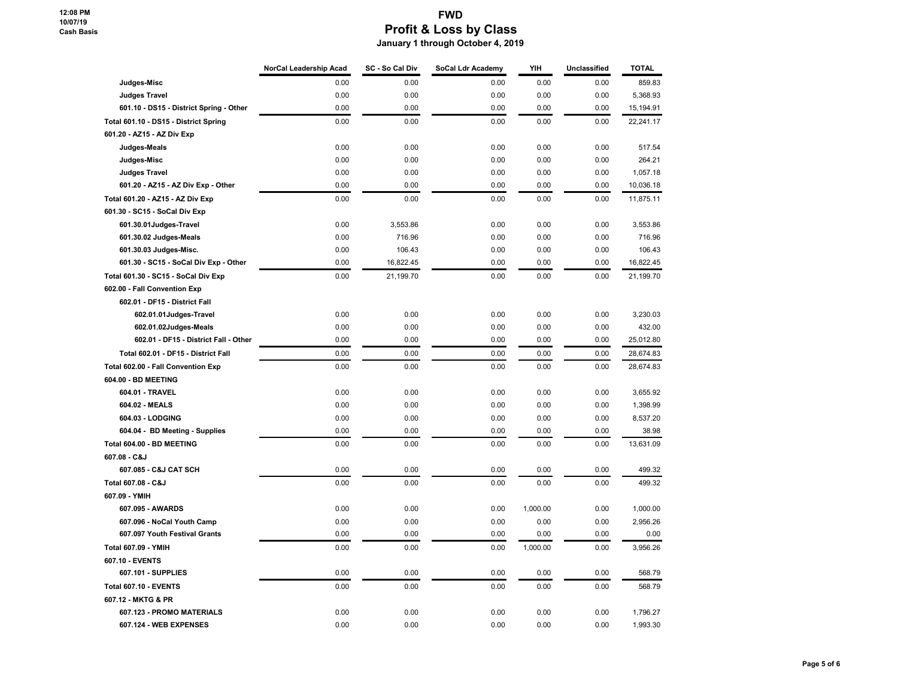# FWD

## Profit & Loss by Class

**January 1 through October 4, 2019**

12:08 PM
10/07/19
Cash Basis

| | NorCal Leadership Acad | SC - So Cal Div | SoCal Ldr Academy | YIH | Unclassified | TOTAL |
|---|---|---|---|---|---|---|
| Judges-Misc | 0.00 | 0.00 | 0.00 | 0.00 | 0.00 | 859.83 |
| Judges Travel | 0.00 | 0.00 | 0.00 | 0.00 | 0.00 | 5,368.93 |
| 601.10 - DS15 - District Spring - Other | 0.00 | 0.00 | 0.00 | 0.00 | 0.00 | 15,194.91 |
| Total 601.10 - DS15 - District Spring | 0.00 | 0.00 | 0.00 | 0.00 | 0.00 | 22,241.17 |
| 601.20 - AZ15 - AZ Div Exp | | | | | | |
| Judges-Meals | 0.00 | 0.00 | 0.00 | 0.00 | 0.00 | 517.54 |
| Judges-Misc | 0.00 | 0.00 | 0.00 | 0.00 | 0.00 | 264.21 |
| Judges Travel | 0.00 | 0.00 | 0.00 | 0.00 | 0.00 | 1,057.18 |
| 601.20 - AZ15 - AZ Div Exp - Other | 0.00 | 0.00 | 0.00 | 0.00 | 0.00 | 10,036.18 |
| Total 601.20 - AZ15 - AZ Div Exp | 0.00 | 0.00 | 0.00 | 0.00 | 0.00 | 11,875.11 |
| 601.30 - SC15 - SoCal Div Exp | | | | | | |
| 601.30.01Judges-Travel | 0.00 | 3,553.86 | 0.00 | 0.00 | 0.00 | 3,553.86 |
| 601.30.02 Judges-Meals | 0.00 | 716.96 | 0.00 | 0.00 | 0.00 | 716.96 |
| 601.30.03 Judges-Misc. | 0.00 | 106.43 | 0.00 | 0.00 | 0.00 | 106.43 |
| 601.30 - SC15 - SoCal Div Exp - Other | 0.00 | 16,822.45 | 0.00 | 0.00 | 0.00 | 16,822.45 |
| Total 601.30 - SC15 - SoCal Div Exp | 0.00 | 21,199.70 | 0.00 | 0.00 | 0.00 | 21,199.70 |
| 602.00 - Fall Convention Exp | | | | | | |
| 602.01 - DF15 - District Fall | | | | | | |
| 602.01.01Judges-Travel | 0.00 | 0.00 | 0.00 | 0.00 | 0.00 | 3,230.03 |
| 602.01.02Judges-Meals | 0.00 | 0.00 | 0.00 | 0.00 | 0.00 | 432.00 |
| 602.01 - DF15 - District Fall - Other | 0.00 | 0.00 | 0.00 | 0.00 | 0.00 | 25,012.80 |
| Total 602.01 - DF15 - District Fall | 0.00 | 0.00 | 0.00 | 0.00 | 0.00 | 28,674.83 |
| Total 602.00 - Fall Convention Exp | 0.00 | 0.00 | 0.00 | 0.00 | 0.00 | 28,674.83 |
| 604.00 - BD MEETING | | | | | | |
| 604.01 - TRAVEL | 0.00 | 0.00 | 0.00 | 0.00 | 0.00 | 3,655.92 |
| 604.02 - MEALS | 0.00 | 0.00 | 0.00 | 0.00 | 0.00 | 1,398.99 |
| 604.03 - LODGING | 0.00 | 0.00 | 0.00 | 0.00 | 0.00 | 8,537.20 |
| 604.04 - BD Meeting - Supplies | 0.00 | 0.00 | 0.00 | 0.00 | 0.00 | 38.98 |
| Total 604.00 - BD MEETING | 0.00 | 0.00 | 0.00 | 0.00 | 0.00 | 13,631.09 |
| 607.08 - C&J | | | | | | |
| 607.085 - C&J CAT SCH | 0.00 | 0.00 | 0.00 | 0.00 | 0.00 | 499.32 |
| Total 607.08 - C&J | 0.00 | 0.00 | 0.00 | 0.00 | 0.00 | 499.32 |
| 607.09 - YMIH | | | | | | |
| 607.095 - AWARDS | 0.00 | 0.00 | 0.00 | 1,000.00 | 0.00 | 1,000.00 |
| 607.096 - NoCal Youth Camp | 0.00 | 0.00 | 0.00 | 0.00 | 0.00 | 2,956.26 |
| 607.097 Youth Festival Grants | 0.00 | 0.00 | 0.00 | 0.00 | 0.00 | 0.00 |
| Total 607.09 - YMIH | 0.00 | 0.00 | 0.00 | 1,000.00 | 0.00 | 3,956.26 |
| 607.10 - EVENTS | | | | | | |
| 607.101 - SUPPLIES | 0.00 | 0.00 | 0.00 | 0.00 | 0.00 | 568.79 |
| Total 607.10 - EVENTS | 0.00 | 0.00 | 0.00 | 0.00 | 0.00 | 568.79 |
| 607.12 - MKTG & PR | | | | | | |
| 607.123 - PROMO MATERIALS | 0.00 | 0.00 | 0.00 | 0.00 | 0.00 | 1,796.27 |
| 607.124 - WEB EXPENSES | 0.00 | 0.00 | 0.00 | 0.00 | 0.00 | 1,993.30 |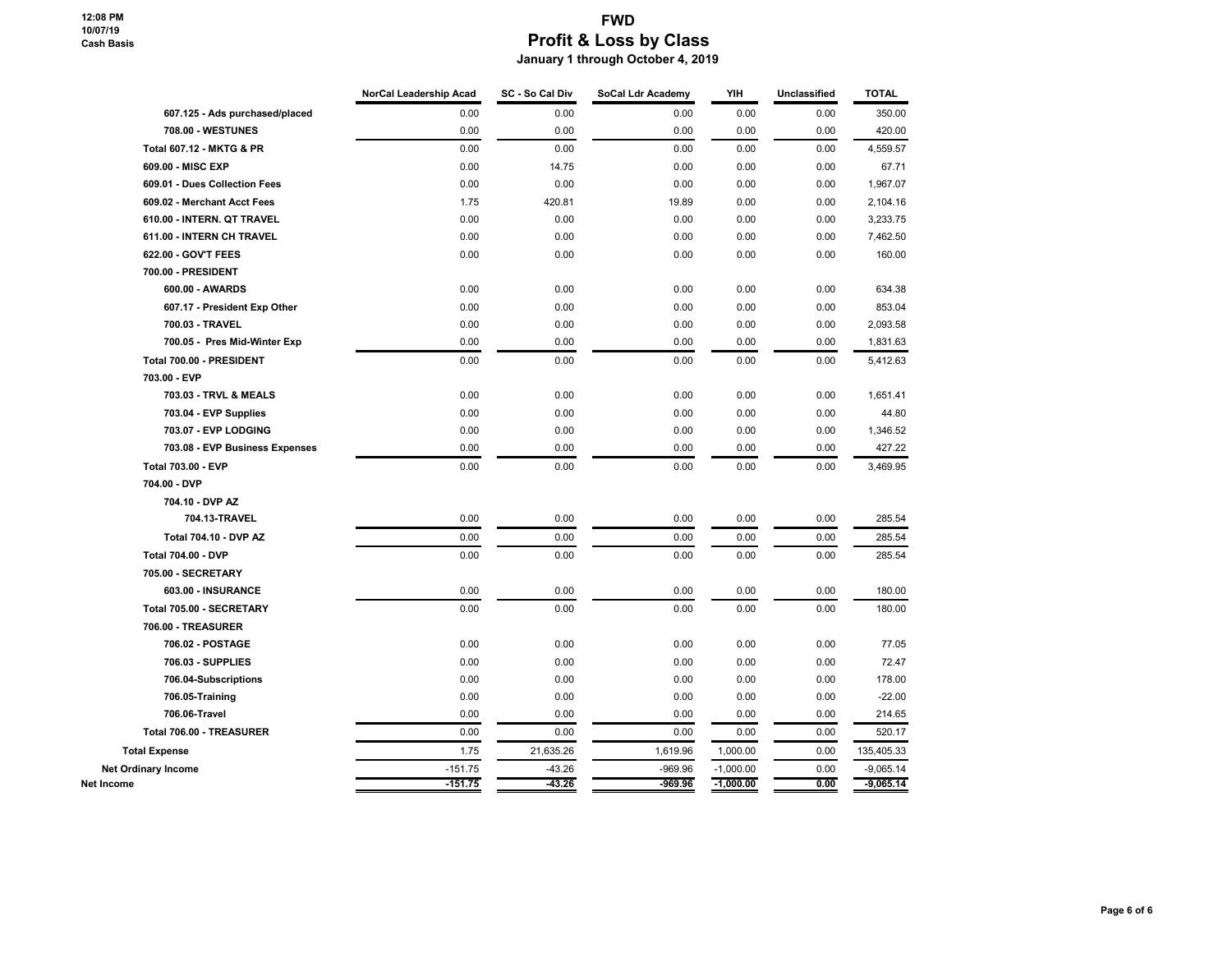12:08 PM
10/07/19
Cash Basis

# FWD
## Profit & Loss by Class
### January 1 through October 4, 2019

| | NorCal Leadership Acad | SC - So Cal Div | SoCal Ldr Academy | YIH | Unclassified | TOTAL |
|---|---|---|---|---|---|---|
| 607.125 - Ads purchased/placed | 0.00 | 0.00 | 0.00 | 0.00 | 0.00 | 350.00 |
| 708.00 - WESTUNES | 0.00 | 0.00 | 0.00 | 0.00 | 0.00 | 420.00 |
| Total 607.12 - MKTG & PR | 0.00 | 0.00 | 0.00 | 0.00 | 0.00 | 4,559.57 |
| 609.00 - MISC EXP | 0.00 | 14.75 | 0.00 | 0.00 | 0.00 | 67.71 |
| 609.01 - Dues Collection Fees | 0.00 | 0.00 | 0.00 | 0.00 | 0.00 | 1,967.07 |
| 609.02 - Merchant Acct Fees | 1.75 | 420.81 | 19.89 | 0.00 | 0.00 | 2,104.16 |
| 610.00 - INTERN. QT TRAVEL | 0.00 | 0.00 | 0.00 | 0.00 | 0.00 | 3,233.75 |
| 611.00 - INTERN CH TRAVEL | 0.00 | 0.00 | 0.00 | 0.00 | 0.00 | 7,462.50 |
| 622.00 - GOV'T FEES | 0.00 | 0.00 | 0.00 | 0.00 | 0.00 | 160.00 |
| 700.00 - PRESIDENT | | | | | | |
| 600.00 - AWARDS | 0.00 | 0.00 | 0.00 | 0.00 | 0.00 | 634.38 |
| 607.17 - President Exp Other | 0.00 | 0.00 | 0.00 | 0.00 | 0.00 | 853.04 |
| 700.03 - TRAVEL | 0.00 | 0.00 | 0.00 | 0.00 | 0.00 | 2,093.58 |
| 700.05 - Pres Mid-Winter Exp | 0.00 | 0.00 | 0.00 | 0.00 | 0.00 | 1,831.63 |
| Total 700.00 - PRESIDENT | 0.00 | 0.00 | 0.00 | 0.00 | 0.00 | 5,412.63 |
| 703.00 - EVP | | | | | | |
| 703.03 - TRVL & MEALS | 0.00 | 0.00 | 0.00 | 0.00 | 0.00 | 1,651.41 |
| 703.04 - EVP Supplies | 0.00 | 0.00 | 0.00 | 0.00 | 0.00 | 44.80 |
| 703.07 - EVP LODGING | 0.00 | 0.00 | 0.00 | 0.00 | 0.00 | 1,346.52 |
| 703.08 - EVP Business Expenses | 0.00 | 0.00 | 0.00 | 0.00 | 0.00 | 427.22 |
| Total 703.00 - EVP | 0.00 | 0.00 | 0.00 | 0.00 | 0.00 | 3,469.95 |
| 704.00 - DVP | | | | | | |
| 704.10 - DVP AZ | | | | | | |
| 704.13-TRAVEL | 0.00 | 0.00 | 0.00 | 0.00 | 0.00 | 285.54 |
| Total 704.10 - DVP AZ | 0.00 | 0.00 | 0.00 | 0.00 | 0.00 | 285.54 |
| Total 704.00 - DVP | 0.00 | 0.00 | 0.00 | 0.00 | 0.00 | 285.54 |
| 705.00 - SECRETARY | | | | | | |
| 603.00 - INSURANCE | 0.00 | 0.00 | 0.00 | 0.00 | 0.00 | 180.00 |
| Total 705.00 - SECRETARY | 0.00 | 0.00 | 0.00 | 0.00 | 0.00 | 180.00 |
| 706.00 - TREASURER | | | | | | |
| 706.02 - POSTAGE | 0.00 | 0.00 | 0.00 | 0.00 | 0.00 | 77.05 |
| 706.03 - SUPPLIES | 0.00 | 0.00 | 0.00 | 0.00 | 0.00 | 72.47 |
| 706.04-Subscriptions | 0.00 | 0.00 | 0.00 | 0.00 | 0.00 | 178.00 |
| 706.05-Training | 0.00 | 0.00 | 0.00 | 0.00 | 0.00 | -22.00 |
| 706.06-Travel | 0.00 | 0.00 | 0.00 | 0.00 | 0.00 | 214.65 |
| Total 706.00 - TREASURER | 0.00 | 0.00 | 0.00 | 0.00 | 0.00 | 520.17 |
| Total Expense | 1.75 | 21,635.26 | 1,619.96 | 1,000.00 | 0.00 | 135,405.33 |
| Net Ordinary Income | -151.75 | -43.26 | -969.96 | -1,000.00 | 0.00 | -9,065.14 |
| Net Income | -151.75 | -43.26 | -969.96 | -1,000.00 | 0.00 | -9,065.14 |